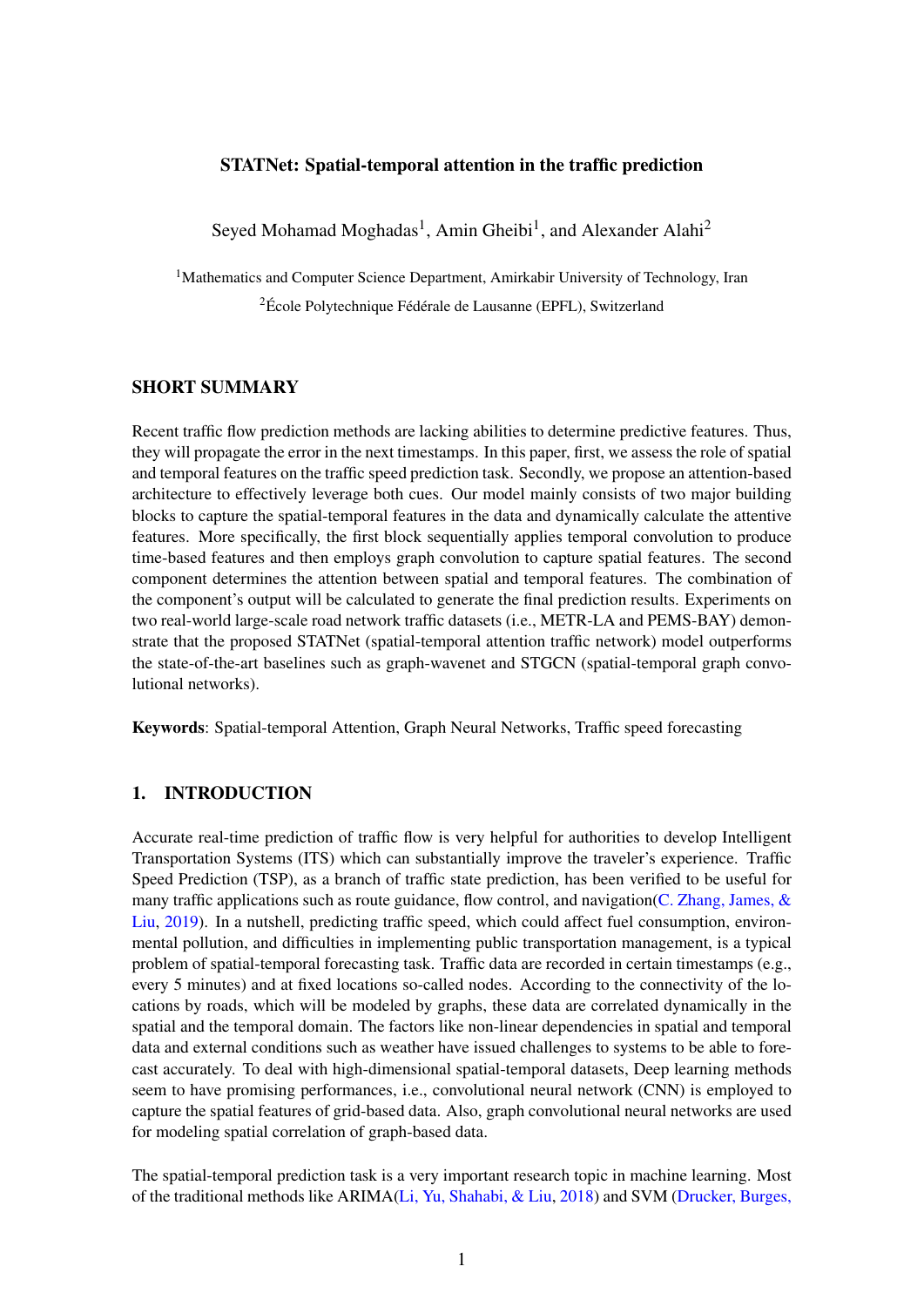# STATNet: Spatial-temporal attention in the traffic prediction

Seyed Mohamad Moghadas[1], Amin Gheibi[1], and Alexander Alahi[2]

[1]Mathematics and Computer Science Department, Amirkabir University of Technology, Iran

[2]École Polytechnique Fédérale de Lausanne (EPFL), Switzerland

## SHORT SUMMARY

Recent traffic flow prediction methods are lacking abilities to determine predictive features. Thus, they will propagate the error in the next timestamps. In this paper, first, we assess the role of spatial and temporal features on the traffic speed prediction task. Secondly, we propose an attention-based architecture to effectively leverage both cues. Our model mainly consists of two major building blocks to capture the spatial-temporal features in the data and dynamically calculate the attentive features. More specifically, the first block sequentially applies temporal convolution to produce time-based features and then employs graph convolution to capture spatial features. The second component determines the attention between spatial and temporal features. The combination of the component's output will be calculated to generate the final prediction results. Experiments on two real-world large-scale road network traffic datasets (i.e., METR-LA and PEMS-BAY) demonstrate that the proposed STATNet (spatial-temporal attention traffic network) model outperforms the state-of-the-art baselines such as graph-wavenet and STGCN (spatial-temporal graph convolutional networks).

**Keywords**: Spatial-temporal Attention, Graph Neural Networks, Traffic speed forecasting

## 1. INTRODUCTION

Accurate real-time prediction of traffic flow is very helpful for authorities to develop Intelligent Transportation Systems (ITS) which can substantially improve the traveler's experience. Traffic Speed Prediction (TSP), as a branch of traffic state prediction, has been verified to be useful for many traffic applications such as route guidance, flow control, and navigation(C. Zhang, James, & Liu, 2019). In a nutshell, predicting traffic speed, which could affect fuel consumption, environmental pollution, and difficulties in implementing public transportation management, is a typical problem of spatial-temporal forecasting task. Traffic data are recorded in certain timestamps (e.g., every 5 minutes) and at fixed locations so-called nodes. According to the connectivity of the locations by roads, which will be modeled by graphs, these data are correlated dynamically in the spatial and the temporal domain. The factors like non-linear dependencies in spatial and temporal data and external conditions such as weather have issued challenges to systems to be able to forecast accurately. To deal with high-dimensional spatial-temporal datasets, Deep learning methods seem to have promising performances, i.e., convolutional neural network (CNN) is employed to capture the spatial features of grid-based data. Also, graph convolutional neural networks are used for modeling spatial correlation of graph-based data.

The spatial-temporal prediction task is a very important research topic in machine learning. Most of the traditional methods like ARIMA(Li, Yu, Shahabi, & Liu, 2018) and SVM (Drucker, Burges,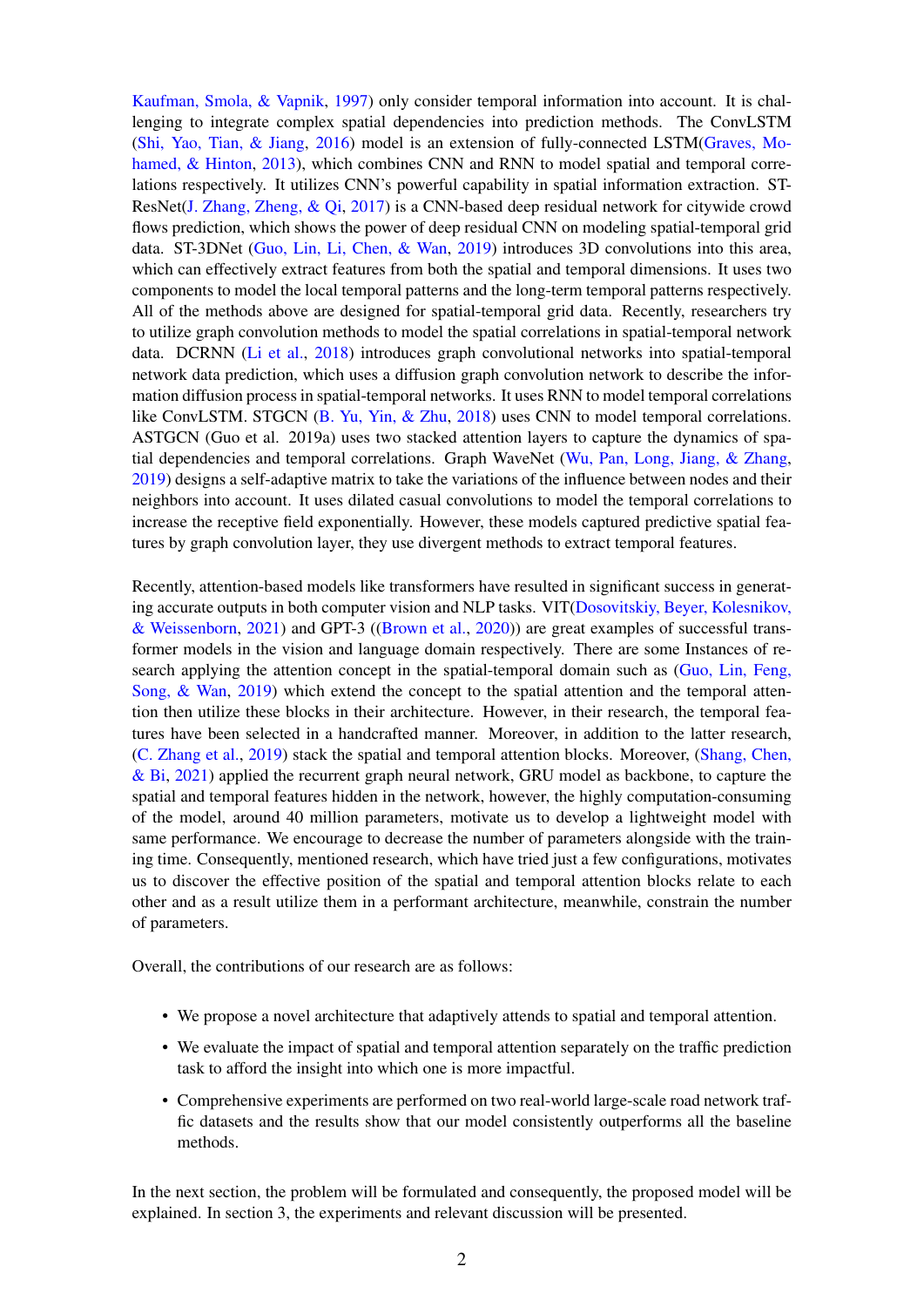Kaufman, Smola, & Vapnik, 1997) only consider temporal information into account. It is challenging to integrate complex spatial dependencies into prediction methods. The ConvLSTM (Shi, Yao, Tian, & Jiang, 2016) model is an extension of fully-connected LSTM(Graves, Mohamed, & Hinton, 2013), which combines CNN and RNN to model spatial and temporal correlations respectively. It utilizes CNN's powerful capability in spatial information extraction. ST-ResNet(J. Zhang, Zheng, & Qi, 2017) is a CNN-based deep residual network for citywide crowd flows prediction, which shows the power of deep residual CNN on modeling spatial-temporal grid data. ST-3DNet (Guo, Lin, Li, Chen, & Wan, 2019) introduces 3D convolutions into this area, which can effectively extract features from both the spatial and temporal dimensions. It uses two components to model the local temporal patterns and the long-term temporal patterns respectively. All of the methods above are designed for spatial-temporal grid data. Recently, researchers try to utilize graph convolution methods to model the spatial correlations in spatial-temporal network data. DCRNN (Li et al., 2018) introduces graph convolutional networks into spatial-temporal network data prediction, which uses a diffusion graph convolution network to describe the information diffusion process in spatial-temporal networks. It uses RNN to model temporal correlations like ConvLSTM. STGCN (B. Yu, Yin, & Zhu, 2018) uses CNN to model temporal correlations. ASTGCN (Guo et al. 2019a) uses two stacked attention layers to capture the dynamics of spatial dependencies and temporal correlations. Graph WaveNet (Wu, Pan, Long, Jiang, & Zhang, 2019) designs a self-adaptive matrix to take the variations of the influence between nodes and their neighbors into account. It uses dilated casual convolutions to model the temporal correlations to increase the receptive field exponentially. However, these models captured predictive spatial features by graph convolution layer, they use divergent methods to extract temporal features.

Recently, attention-based models like transformers have resulted in significant success in generating accurate outputs in both computer vision and NLP tasks. VIT(Dosovitskiy, Beyer, Kolesnikov, & Weissenborn, 2021) and GPT-3 ((Brown et al., 2020)) are great examples of successful transformer models in the vision and language domain respectively. There are some Instances of research applying the attention concept in the spatial-temporal domain such as (Guo, Lin, Feng, Song, & Wan, 2019) which extend the concept to the spatial attention and the temporal attention then utilize these blocks in their architecture. However, in their research, the temporal features have been selected in a handcrafted manner. Moreover, in addition to the latter research, (C. Zhang et al., 2019) stack the spatial and temporal attention blocks. Moreover, (Shang, Chen, & Bi, 2021) applied the recurrent graph neural network, GRU model as backbone, to capture the spatial and temporal features hidden in the network, however, the highly computation-consuming of the model, around 40 million parameters, motivate us to develop a lightweight model with same performance. We encourage to decrease the number of parameters alongside with the training time. Consequently, mentioned research, which have tried just a few configurations, motivates us to discover the effective position of the spatial and temporal attention blocks relate to each other and as a result utilize them in a performant architecture, meanwhile, constrain the number of parameters.

Overall, the contributions of our research are as follows:

- We propose a novel architecture that adaptively attends to spatial and temporal attention.
- We evaluate the impact of spatial and temporal attention separately on the traffic prediction task to afford the insight into which one is more impactful.
- Comprehensive experiments are performed on two real-world large-scale road network traffic datasets and the results show that our model consistently outperforms all the baseline methods.

In the next section, the problem will be formulated and consequently, the proposed model will be explained. In section 3, the experiments and relevant discussion will be presented.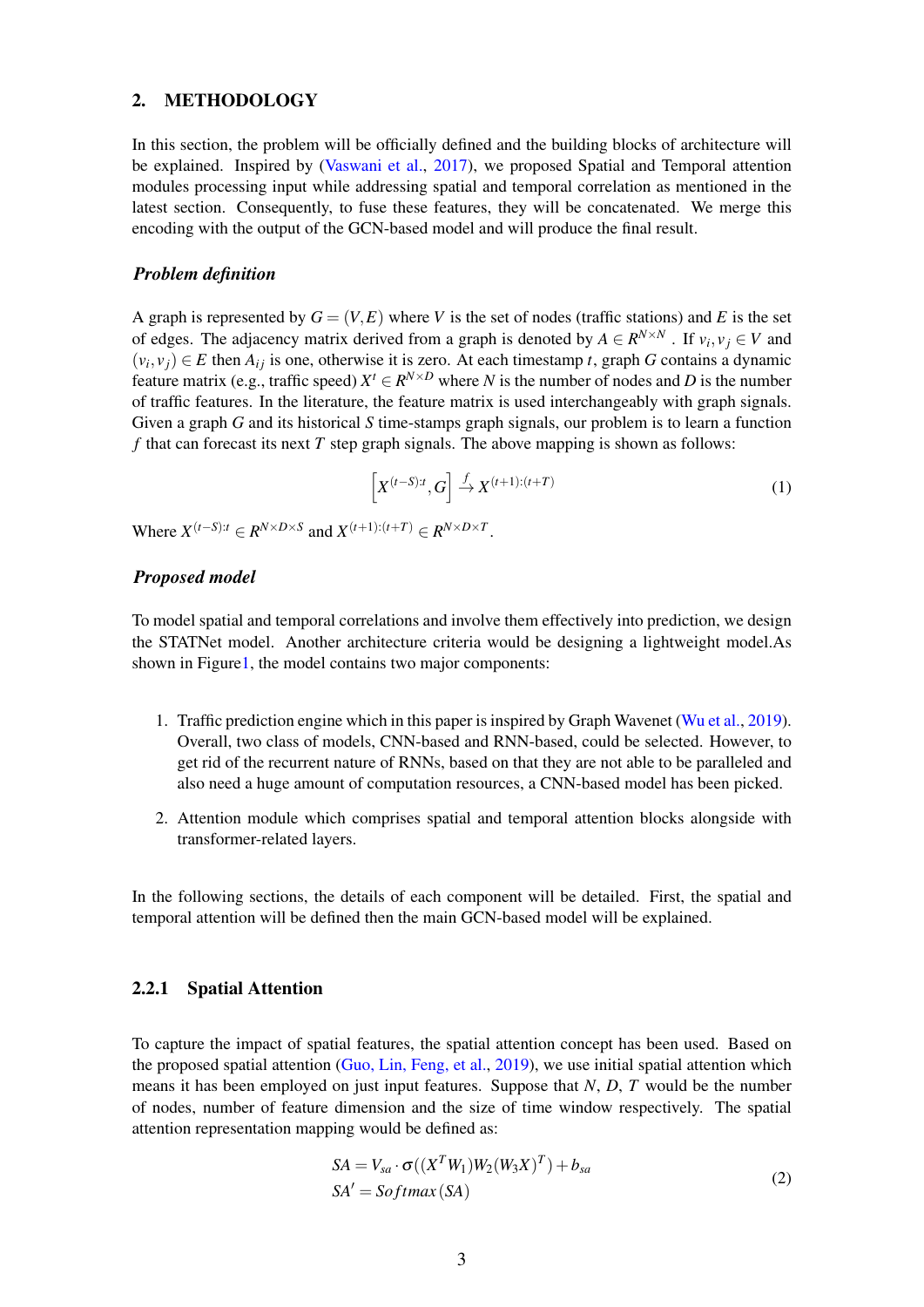## 2. METHODOLOGY

In this section, the problem will be officially defined and the building blocks of architecture will be explained. Inspired by (Vaswani et al., 2017), we proposed Spatial and Temporal attention modules processing input while addressing spatial and temporal correlation as mentioned in the latest section. Consequently, to fuse these features, they will be concatenated. We merge this encoding with the output of the GCN-based model and will produce the final result.

### *Problem definition*

A graph is represented by $G = (V, E)$ where $V$ is the set of nodes (traffic stations) and $E$ is the set of edges. The adjacency matrix derived from a graph is denoted by $A \in R^{N \times N}$ . If $v_i, v_j \in V$ and $(v_i, v_j) \in E$ then $A_{ij}$ is one, otherwise it is zero. At each timestamp $t$, graph $G$ contains a dynamic feature matrix (e.g., traffic speed) $X^t \in R^{N \times D}$ where $N$ is the number of nodes and $D$ is the number of traffic features. In the literature, the feature matrix is used interchangeably with graph signals. Given a graph $G$ and its historical $S$ time-stamps graph signals, our problem is to learn a function $f$ that can forecast its next $T$ step graph signals. The above mapping is shown as follows:

$$\left[X^{(t-S):t}, G\right] \xrightarrow{f} X^{(t+1):(t+T)} \tag{1}$$

Where $X^{(t-S):t} \in R^{N \times D \times S}$ and $X^{(t+1):(t+T)} \in R^{N \times D \times T}$.

### *Proposed model*

To model spatial and temporal correlations and involve them effectively into prediction, we design the STATNet model. Another architecture criteria would be designing a lightweight model.As shown in Figure1, the model contains two major components:

1. Traffic prediction engine which in this paper is inspired by Graph Wavenet (Wu et al., 2019). Overall, two class of models, CNN-based and RNN-based, could be selected. However, to get rid of the recurrent nature of RNNs, based on that they are not able to be paralleled and also need a huge amount of computation resources, a CNN-based model has been picked.
2. Attention module which comprises spatial and temporal attention blocks alongside with transformer-related layers.

In the following sections, the details of each component will be detailed. First, the spatial and temporal attention will be defined then the main GCN-based model will be explained.

### 2.2.1 Spatial Attention

To capture the impact of spatial features, the spatial attention concept has been used. Based on the proposed spatial attention (Guo, Lin, Feng, et al., 2019), we use initial spatial attention which means it has been employed on just input features. Suppose that $N$, $D$, $T$ would be the number of nodes, number of feature dimension and the size of time window respectively. The spatial attention representation mapping would be defined as:

$$\begin{aligned} SA &= V_{sa} \cdot \sigma((X^T W_1) W_2 (W_3 X)^T) + b_{sa} \\ SA' &= Softmax(SA) \end{aligned} \tag{2}$$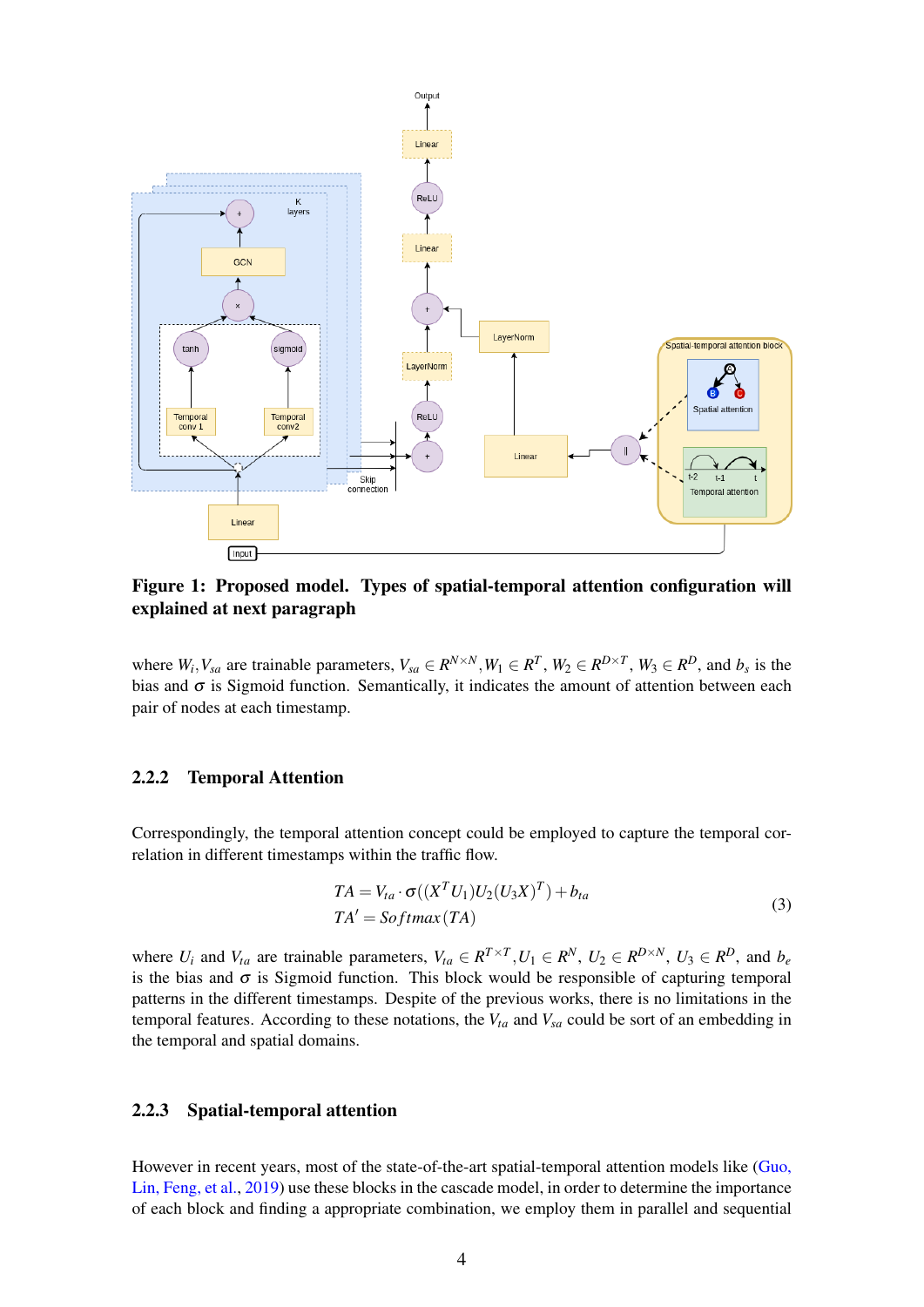**Figure 1: Proposed model. Types of spatial-temporal attention configuration will explained at next paragraph**

where $W_i, V_{sa}$ are trainable parameters, $V_{sa} \in R^{N\times N}, W_1 \in R^T$, $W_2 \in R^{D\times T}$, $W_3 \in R^D$, and $b_s$ is the bias and $\sigma$ is Sigmoid function. Semantically, it indicates the amount of attention between each pair of nodes at each timestamp.

### 2.2.2 Temporal Attention

Correspondingly, the temporal attention concept could be employed to capture the temporal correlation in different timestamps within the traffic flow.

$$
\begin{aligned}
TA &= V_{ta} \cdot \sigma((X^T U_1) U_2 (U_3 X)^T) + b_{ta} \\
TA' &= Softmax(TA)
\end{aligned}
\tag{3}
$$

where $U_i$ and $V_{ta}$ are trainable parameters, $V_{ta} \in R^{T\times T}, U_1 \in R^N$, $U_2 \in R^{D\times N}$, $U_3 \in R^D$, and $b_e$ is the bias and $\sigma$ is Sigmoid function. This block would be responsible of capturing temporal patterns in the different timestamps. Despite of the previous works, there is no limitations in the temporal features. According to these notations, the $V_{ta}$ and $V_{sa}$ could be sort of an embedding in the temporal and spatial domains.

### 2.2.3 Spatial-temporal attention

However in recent years, most of the state-of-the-art spatial-temporal attention models like (Guo, Lin, Feng, et al., 2019) use these blocks in the cascade model, in order to determine the importance of each block and finding a appropriate combination, we employ them in parallel and sequential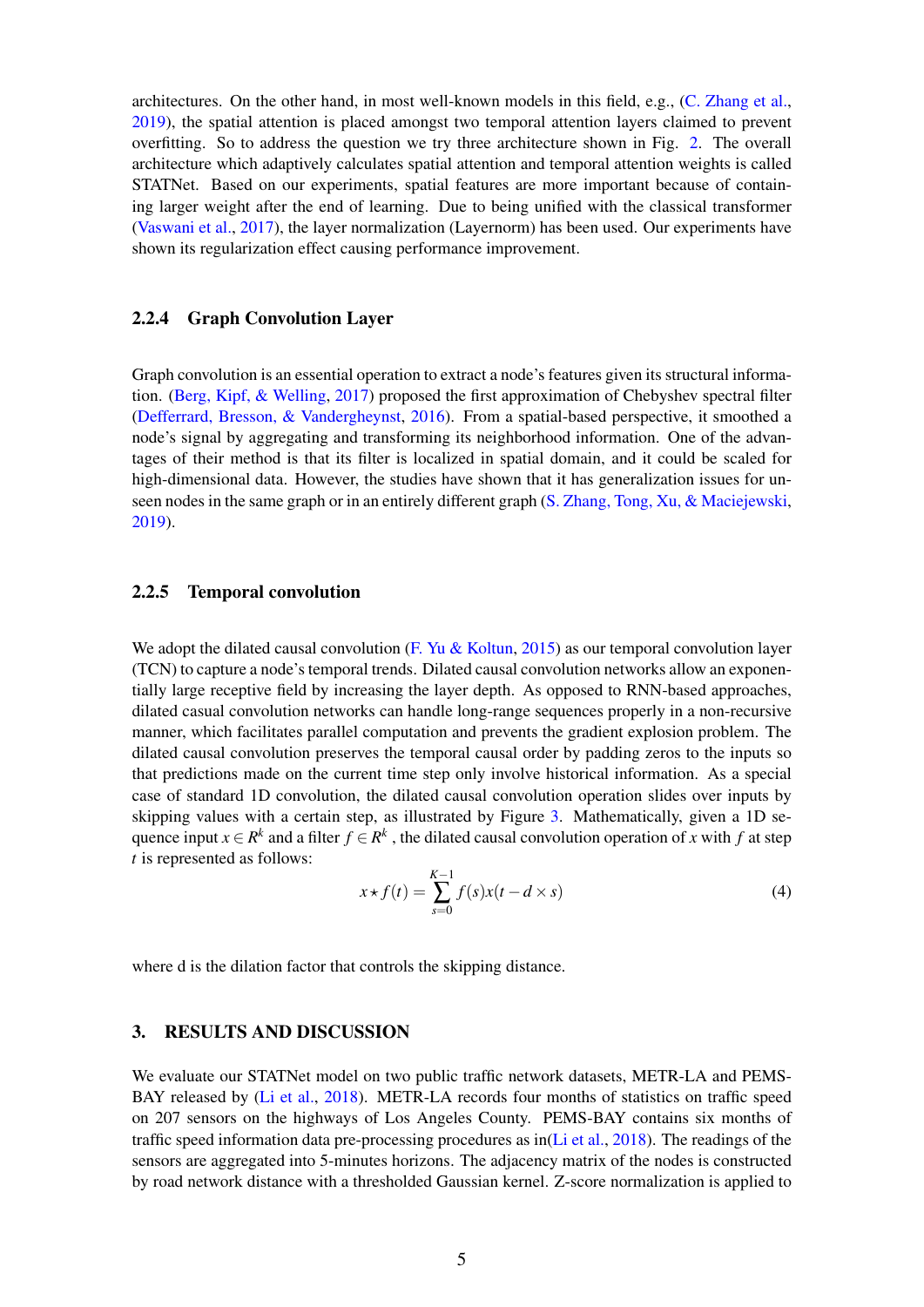architectures. On the other hand, in most well-known models in this field, e.g., (C. Zhang et al., 2019), the spatial attention is placed amongst two temporal attention layers claimed to prevent overfitting. So to address the question we try three architecture shown in Fig. 2. The overall architecture which adaptively calculates spatial attention and temporal attention weights is called STATNet. Based on our experiments, spatial features are more important because of containing larger weight after the end of learning. Due to being unified with the classical transformer (Vaswani et al., 2017), the layer normalization (Layernorm) has been used. Our experiments have shown its regularization effect causing performance improvement.

### 2.2.4 Graph Convolution Layer

Graph convolution is an essential operation to extract a node's features given its structural information. (Berg, Kipf, & Welling, 2017) proposed the first approximation of Chebyshev spectral filter (Defferrard, Bresson, & Vandergheynst, 2016). From a spatial-based perspective, it smoothed a node's signal by aggregating and transforming its neighborhood information. One of the advantages of their method is that its filter is localized in spatial domain, and it could be scaled for high-dimensional data. However, the studies have shown that it has generalization issues for unseen nodes in the same graph or in an entirely different graph (S. Zhang, Tong, Xu, & Maciejewski, 2019).

### 2.2.5 Temporal convolution

We adopt the dilated causal convolution (F. Yu & Koltun, 2015) as our temporal convolution layer (TCN) to capture a node's temporal trends. Dilated causal convolution networks allow an exponentially large receptive field by increasing the layer depth. As opposed to RNN-based approaches, dilated casual convolution networks can handle long-range sequences properly in a non-recursive manner, which facilitates parallel computation and prevents the gradient explosion problem. The dilated causal convolution preserves the temporal causal order by padding zeros to the inputs so that predictions made on the current time step only involve historical information. As a special case of standard 1D convolution, the dilated causal convolution operation slides over inputs by skipping values with a certain step, as illustrated by Figure 3. Mathematically, given a 1D sequence input $x \in R^k$ and a filter $f \in R^k$ , the dilated causal convolution operation of $x$ with $f$ at step $t$ is represented as follows:

$$x \star f(t) = \sum_{s=0}^{K-1} f(s)x(t - d \times s) \tag{4}$$

where d is the dilation factor that controls the skipping distance.

## 3. RESULTS AND DISCUSSION

We evaluate our STATNet model on two public traffic network datasets, METR-LA and PEMS-BAY released by (Li et al., 2018). METR-LA records four months of statistics on traffic speed on 207 sensors on the highways of Los Angeles County. PEMS-BAY contains six months of traffic speed information data pre-processing procedures as in(Li et al., 2018). The readings of the sensors are aggregated into 5-minutes horizons. The adjacency matrix of the nodes is constructed by road network distance with a thresholded Gaussian kernel. Z-score normalization is applied to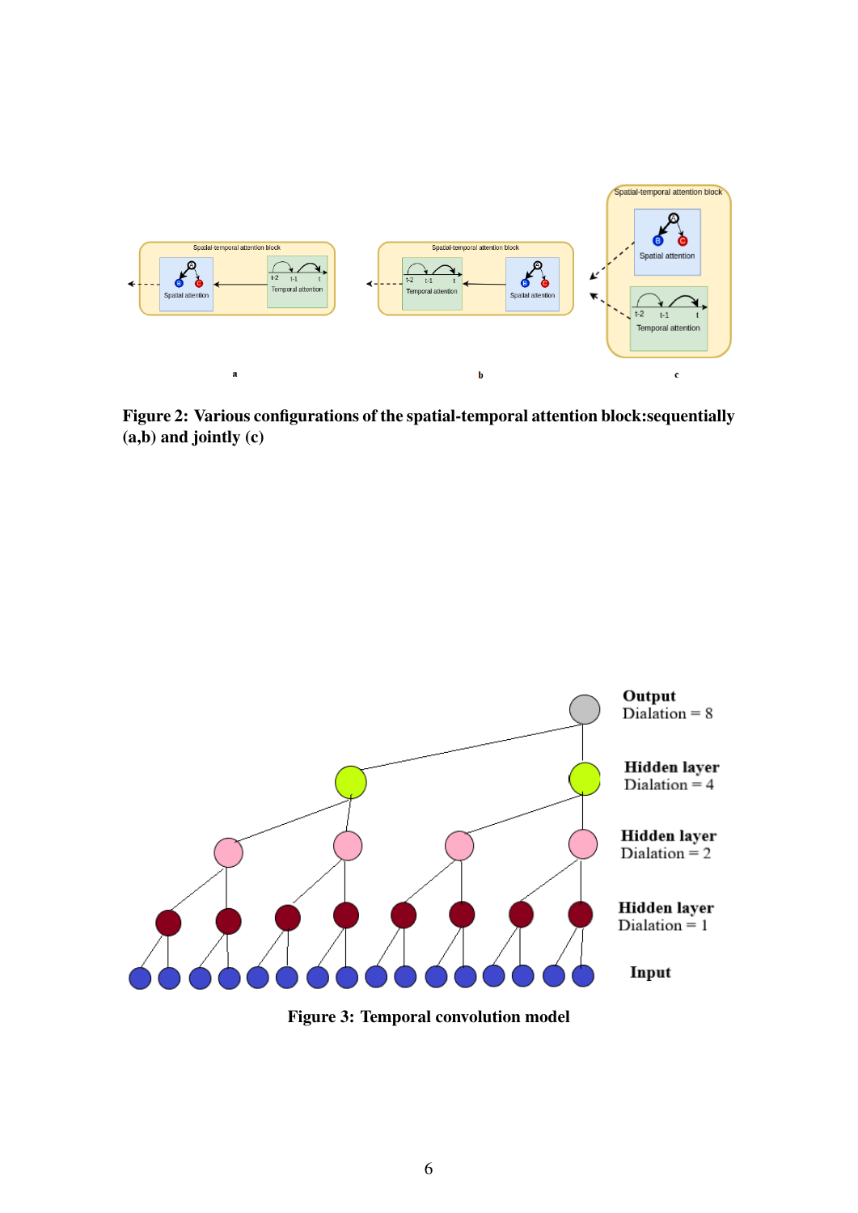**Figure 2: Various configurations of the spatial-temporal attention block:sequentially (a,b) and jointly (c)**

**Figure 3: Temporal convolution model**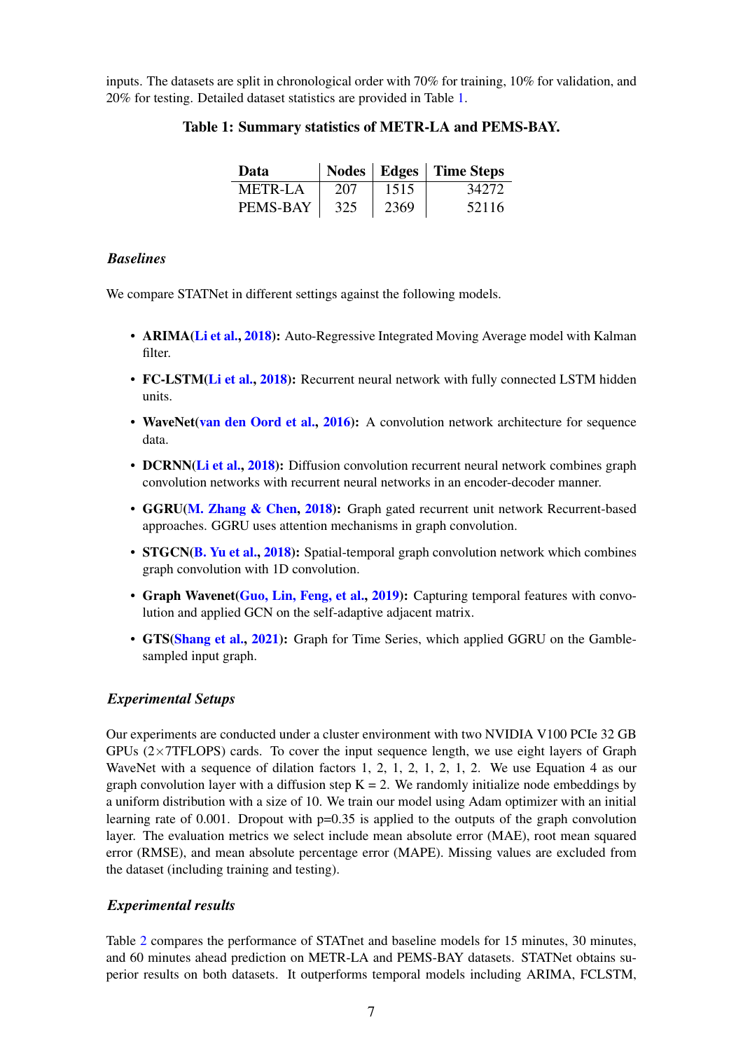inputs. The datasets are split in chronological order with 70% for training, 10% for validation, and 20% for testing. Detailed dataset statistics are provided in Table 1.

**Table 1: Summary statistics of METR-LA and PEMS-BAY.**

| Data | Nodes | Edges | Time Steps |
|---|---|---|---|
| METR-LA | 207 | 1515 | 34272 |
| PEMS-BAY | 325 | 2369 | 52116 |

### *Baselines*

We compare STATNet in different settings against the following models.

- **ARIMA(Li et al., 2018):** Auto-Regressive Integrated Moving Average model with Kalman filter.
- **FC-LSTM(Li et al., 2018):** Recurrent neural network with fully connected LSTM hidden units.
- **WaveNet(van den Oord et al., 2016):** A convolution network architecture for sequence data.
- **DCRNN(Li et al., 2018):** Diffusion convolution recurrent neural network combines graph convolution networks with recurrent neural networks in an encoder-decoder manner.
- **GGRU(M. Zhang & Chen, 2018):** Graph gated recurrent unit network Recurrent-based approaches. GGRU uses attention mechanisms in graph convolution.
- **STGCN(B. Yu et al., 2018):** Spatial-temporal graph convolution network which combines graph convolution with 1D convolution.
- **Graph Wavenet(Guo, Lin, Feng, et al., 2019):** Capturing temporal features with convolution and applied GCN on the self-adaptive adjacent matrix.
- **GTS(Shang et al., 2021):** Graph for Time Series, which applied GGRU on the Gamble-sampled input graph.

### *Experimental Setups*

Our experiments are conducted under a cluster environment with two NVIDIA V100 PCIe 32 GB GPUs (2×7TFLOPS) cards. To cover the input sequence length, we use eight layers of Graph WaveNet with a sequence of dilation factors 1, 2, 1, 2, 1, 2, 1, 2. We use Equation 4 as our graph convolution layer with a diffusion step K = 2. We randomly initialize node embeddings by a uniform distribution with a size of 10. We train our model using Adam optimizer with an initial learning rate of 0.001. Dropout with p=0.35 is applied to the outputs of the graph convolution layer. The evaluation metrics we select include mean absolute error (MAE), root mean squared error (RMSE), and mean absolute percentage error (MAPE). Missing values are excluded from the dataset (including training and testing).

### *Experimental results*

Table 2 compares the performance of STATnet and baseline models for 15 minutes, 30 minutes, and 60 minutes ahead prediction on METR-LA and PEMS-BAY datasets. STATNet obtains superior results on both datasets. It outperforms temporal models including ARIMA, FCLSTM,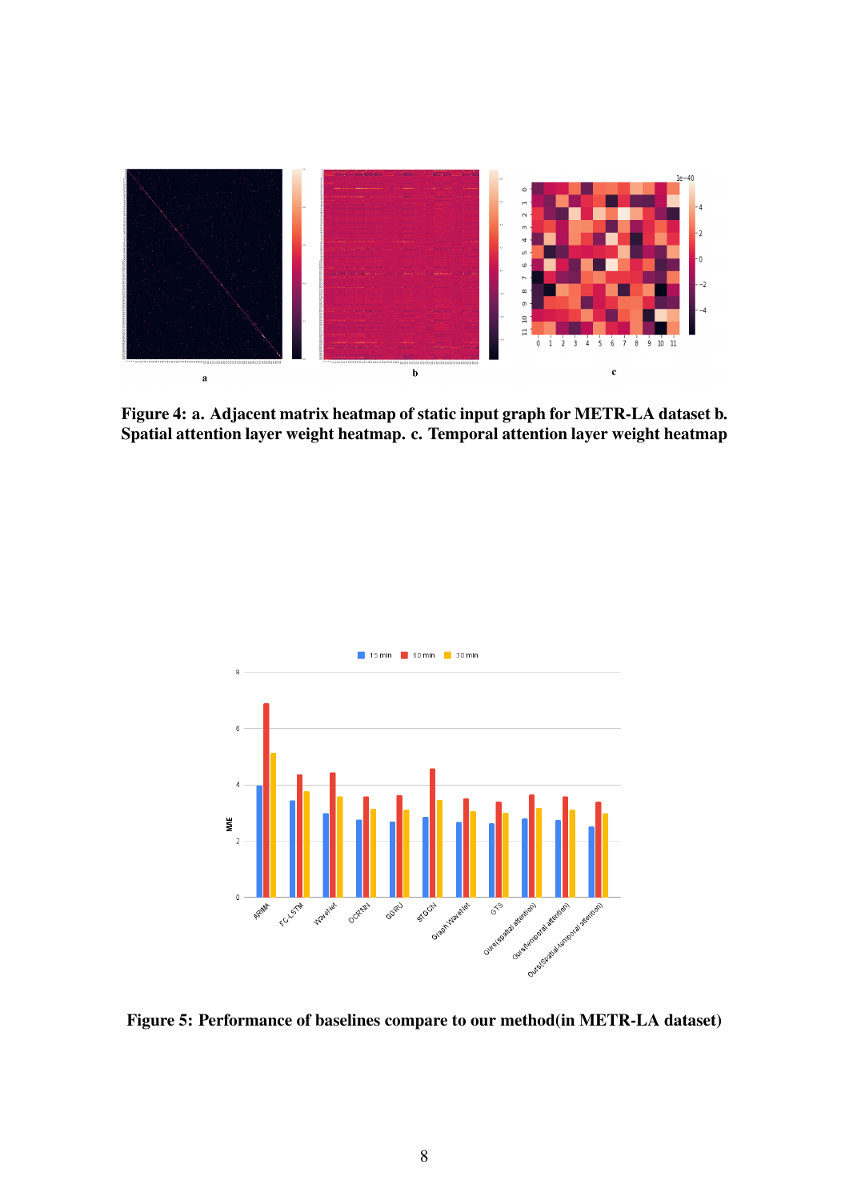**Figure 4: a. Adjacent matrix heatmap of static input graph for METR-LA dataset b. Spatial attention layer weight heatmap. c. Temporal attention layer weight heatmap**

**Figure 5: Performance of baselines compare to our method(in METR-LA dataset)**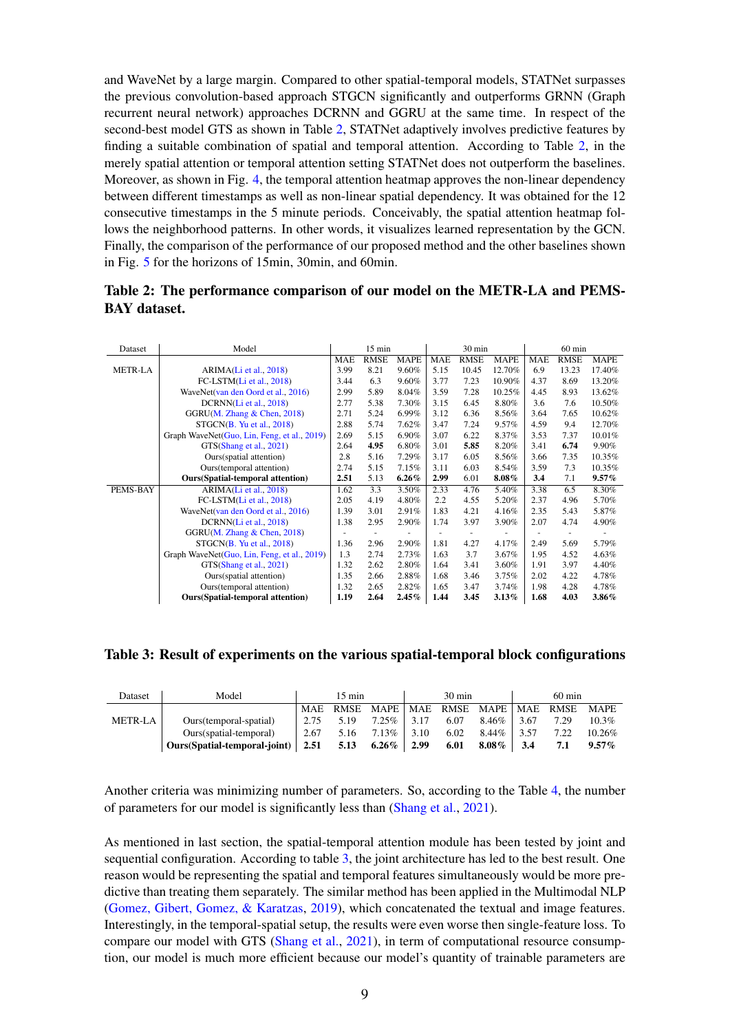and WaveNet by a large margin. Compared to other spatial-temporal models, STATNet surpasses the previous convolution-based approach STGCN significantly and outperforms GRNN (Graph recurrent neural network) approaches DCRNN and GGRU at the same time. In respect of the second-best model GTS as shown in Table 2, STATNet adaptively involves predictive features by finding a suitable combination of spatial and temporal attention. According to Table 2, in the merely spatial attention or temporal attention setting STATNet does not outperform the baselines. Moreover, as shown in Fig. 4, the temporal attention heatmap approves the non-linear dependency between different timestamps as well as non-linear spatial dependency. It was obtained for the 12 consecutive timestamps in the 5 minute periods. Conceivably, the spatial attention heatmap follows the neighborhood patterns. In other words, it visualizes learned representation by the GCN. Finally, the comparison of the performance of our proposed method and the other baselines shown in Fig. 5 for the horizons of 15min, 30min, and 60min.

**Table 2: The performance comparison of our model on the METR-LA and PEMS-BAY dataset.**

| Dataset | Model | 15 min | | | 30 min | | | 60 min | | |
|---|---|---|---|---|---|---|---|---|---|---|
| | | MAE | RMSE | MAPE | MAE | RMSE | MAPE | MAE | RMSE | MAPE |
| METR-LA | ARIMA(Li et al., 2018) | 3.99 | 8.21 | 9.60% | 5.15 | 10.45 | 12.70% | 6.9 | 13.23 | 17.40% |
| | FC-LSTM(Li et al., 2018) | 3.44 | 6.3 | 9.60% | 3.77 | 7.23 | 10.90% | 4.37 | 8.69 | 13.20% |
| | WaveNet(van den Oord et al., 2016) | 2.99 | 5.89 | 8.04% | 3.59 | 7.28 | 10.25% | 4.45 | 8.93 | 13.62% |
| | DCRNN(Li et al., 2018) | 2.77 | 5.38 | 7.30% | 3.15 | 6.45 | 8.80% | 3.6 | 7.6 | 10.50% |
| | GGRU(M. Zhang & Chen, 2018) | 2.71 | 5.24 | 6.99% | 3.12 | 6.36 | 8.56% | 3.64 | 7.65 | 10.62% |
| | STGCN(B. Yu et al., 2018) | 2.88 | 5.74 | 7.62% | 3.47 | 7.24 | 9.57% | 4.59 | 9.4 | 12.70% |
| | Graph WaveNet(Guo, Lin, Feng, et al., 2019) | 2.69 | 5.15 | 6.90% | 3.07 | 6.22 | 8.37% | 3.53 | 7.37 | 10.01% |
| | GTS(Shang et al., 2021) | 2.64 | **4.95** | 6.80% | 3.01 | **5.85** | 8.20% | 3.41 | **6.74** | 9.90% |
| | Ours(spatial attention) | 2.8 | 5.16 | 7.29% | 3.17 | 6.05 | 8.56% | 3.66 | 7.35 | 10.35% |
| | Ours(temporal attention) | 2.74 | 5.15 | 7.15% | 3.11 | 6.03 | 8.54% | 3.59 | 7.3 | 10.35% |
| | **Ours(Spatial-temporal attention)** | **2.51** | 5.13 | **6.26%** | **2.99** | 6.01 | **8.08%** | **3.4** | 7.1 | **9.57%** |
| PEMS-BAY | ARIMA(Li et al., 2018) | 1.62 | 3.3 | 3.50% | 2.33 | 4.76 | 5.40% | 3.38 | 6.5 | 8.30% |
| | FC-LSTM(Li et al., 2018) | 2.05 | 4.19 | 4.80% | 2.2 | 4.55 | 5.20% | 2.37 | 4.96 | 5.70% |
| | WaveNet(van den Oord et al., 2016) | 1.39 | 3.01 | 2.91% | 1.83 | 4.21 | 4.16% | 2.35 | 5.43 | 5.87% |
| | DCRNN(Li et al., 2018) | 1.38 | 2.95 | 2.90% | 1.74 | 3.97 | 3.90% | 2.07 | 4.74 | 4.90% |
| | GGRU(M. Zhang & Chen, 2018) | - | - | - | - | - | - | - | - | - |
| | STGCN(B. Yu et al., 2018) | 1.36 | 2.96 | 2.90% | 1.81 | 4.27 | 4.17% | 2.49 | 5.69 | 5.79% |
| | Graph WaveNet(Guo, Lin, Feng, et al., 2019) | 1.3 | 2.74 | 2.73% | 1.63 | 3.7 | 3.67% | 1.95 | 4.52 | 4.63% |
| | GTS(Shang et al., 2021) | 1.32 | 2.62 | 2.80% | 1.64 | 3.41 | 3.60% | 1.91 | 3.97 | 4.40% |
| | Ours(spatial attention) | 1.35 | 2.66 | 2.88% | 1.68 | 3.46 | 3.75% | 2.02 | 4.22 | 4.78% |
| | Ours(temporal attention) | 1.32 | 2.65 | 2.82% | 1.65 | 3.47 | 3.74% | 1.98 | 4.28 | 4.78% |
| | **Ours(Spatial-temporal attention)** | **1.19** | **2.64** | **2.45%** | **1.44** | **3.45** | **3.13%** | **1.68** | **4.03** | **3.86%** |

**Table 3: Result of experiments on the various spatial-temporal block configurations**

| Dataset | Model | 15 min | | | 30 min | | | 60 min | | |
|---|---|---|---|---|---|---|---|---|---|---|
| | | MAE | RMSE | MAPE | MAE | RMSE | MAPE | MAE | RMSE | MAPE |
| METR-LA | Ours(temporal-spatial) | 2.75 | 5.19 | 7.25% | 3.17 | 6.07 | 8.46% | 3.67 | 7.29 | 10.3% |
| | Ours(spatial-temporal) | 2.67 | 5.16 | 7.13% | 3.10 | 6.02 | 8.44% | 3.57 | 7.22 | 10.26% |
| | **Ours(Spatial-temporal-joint)** | **2.51** | **5.13** | **6.26%** | **2.99** | **6.01** | **8.08%** | **3.4** | **7.1** | **9.57%** |

Another criteria was minimizing number of parameters. So, according to the Table 4, the number of parameters for our model is significantly less than (Shang et al., 2021).

As mentioned in last section, the spatial-temporal attention module has been tested by joint and sequential configuration. According to table 3, the joint architecture has led to the best result. One reason would be representing the spatial and temporal features simultaneously would be more predictive than treating them separately. The similar method has been applied in the Multimodal NLP (Gomez, Gibert, Gomez, & Karatzas, 2019), which concatenated the textual and image features. Interestingly, in the temporal-spatial setup, the results were even worse then single-feature loss. To compare our model with GTS (Shang et al., 2021), in term of computational resource consumption, our model is much more efficient because our model's quantity of trainable parameters are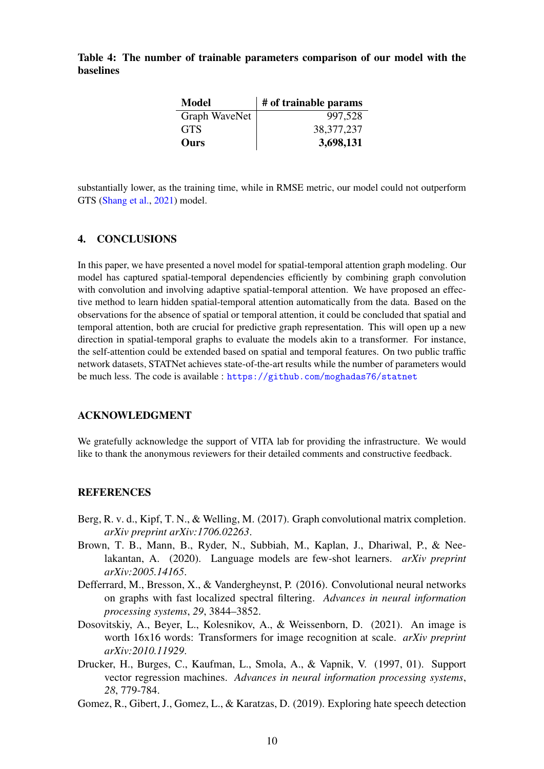**Table 4: The number of trainable parameters comparison of our model with the baselines**

| Model | # of trainable params |
|---|---|
| Graph WaveNet | 997,528 |
| GTS | 38,377,237 |
| **Ours** | **3,698,131** |

substantially lower, as the training time, while in RMSE metric, our model could not outperform GTS (Shang et al., 2021) model.

## 4. CONCLUSIONS

In this paper, we have presented a novel model for spatial-temporal attention graph modeling. Our model has captured spatial-temporal dependencies efficiently by combining graph convolution with convolution and involving adaptive spatial-temporal attention. We have proposed an effective method to learn hidden spatial-temporal attention automatically from the data. Based on the observations for the absence of spatial or temporal attention, it could be concluded that spatial and temporal attention, both are crucial for predictive graph representation. This will open up a new direction in spatial-temporal graphs to evaluate the models akin to a transformer. For instance, the self-attention could be extended based on spatial and temporal features. On two public traffic network datasets, STATNet achieves state-of-the-art results while the number of parameters would be much less. The code is available : https://github.com/moghadas76/statnet

## ACKNOWLEDGMENT

We gratefully acknowledge the support of VITA lab for providing the infrastructure. We would like to thank the anonymous reviewers for their detailed comments and constructive feedback.

## REFERENCES

Berg, R. v. d., Kipf, T. N., & Welling, M. (2017). Graph convolutional matrix completion. *arXiv preprint arXiv:1706.02263*.

Brown, T. B., Mann, B., Ryder, N., Subbiah, M., Kaplan, J., Dhariwal, P., & Neelakantan, A. (2020). Language models are few-shot learners. *arXiv preprint arXiv:2005.14165*.

Defferrard, M., Bresson, X., & Vandergheynst, P. (2016). Convolutional neural networks on graphs with fast localized spectral filtering. *Advances in neural information processing systems*, *29*, 3844–3852.

Dosovitskiy, A., Beyer, L., Kolesnikov, A., & Weissenborn, D. (2021). An image is worth 16x16 words: Transformers for image recognition at scale. *arXiv preprint arXiv:2010.11929*.

Drucker, H., Burges, C., Kaufman, L., Smola, A., & Vapnik, V. (1997, 01). Support vector regression machines. *Advances in neural information processing systems*, *28*, 779-784.

Gomez, R., Gibert, J., Gomez, L., & Karatzas, D. (2019). Exploring hate speech detection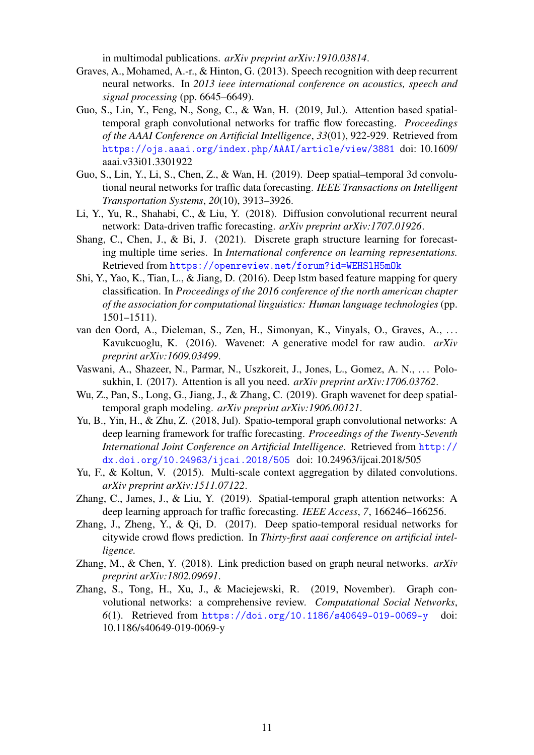in multimodal publications. *arXiv preprint arXiv:1910.03814*.

Graves, A., Mohamed, A.-r., & Hinton, G. (2013). Speech recognition with deep recurrent neural networks. In *2013 ieee international conference on acoustics, speech and signal processing* (pp. 6645–6649).

Guo, S., Lin, Y., Feng, N., Song, C., & Wan, H. (2019, Jul.). Attention based spatial-temporal graph convolutional networks for traffic flow forecasting. *Proceedings of the AAAI Conference on Artificial Intelligence*, *33*(01), 922-929. Retrieved from https://ojs.aaai.org/index.php/AAAI/article/view/3881 doi: 10.1609/aaai.v33i01.3301922

Guo, S., Lin, Y., Li, S., Chen, Z., & Wan, H. (2019). Deep spatial–temporal 3d convolutional neural networks for traffic data forecasting. *IEEE Transactions on Intelligent Transportation Systems*, *20*(10), 3913–3926.

Li, Y., Yu, R., Shahabi, C., & Liu, Y. (2018). Diffusion convolutional recurrent neural network: Data-driven traffic forecasting. *arXiv preprint arXiv:1707.01926*.

Shang, C., Chen, J., & Bi, J. (2021). Discrete graph structure learning for forecasting multiple time series. In *International conference on learning representations.* Retrieved from https://openreview.net/forum?id=WEHSlH5mOk

Shi, Y., Yao, K., Tian, L., & Jiang, D. (2016). Deep lstm based feature mapping for query classification. In *Proceedings of the 2016 conference of the north american chapter of the association for computational linguistics: Human language technologies* (pp. 1501–1511).

van den Oord, A., Dieleman, S., Zen, H., Simonyan, K., Vinyals, O., Graves, A., ... Kavukcuoglu, K. (2016). Wavenet: A generative model for raw audio. *arXiv preprint arXiv:1609.03499*.

Vaswani, A., Shazeer, N., Parmar, N., Uszkoreit, J., Jones, L., Gomez, A. N., ... Polosukhin, I. (2017). Attention is all you need. *arXiv preprint arXiv:1706.03762*.

Wu, Z., Pan, S., Long, G., Jiang, J., & Zhang, C. (2019). Graph wavenet for deep spatial-temporal graph modeling. *arXiv preprint arXiv:1906.00121*.

Yu, B., Yin, H., & Zhu, Z. (2018, Jul). Spatio-temporal graph convolutional networks: A deep learning framework for traffic forecasting. *Proceedings of the Twenty-Seventh International Joint Conference on Artificial Intelligence*. Retrieved from http://dx.doi.org/10.24963/ijcai.2018/505 doi: 10.24963/ijcai.2018/505

Yu, F., & Koltun, V. (2015). Multi-scale context aggregation by dilated convolutions. *arXiv preprint arXiv:1511.07122*.

Zhang, C., James, J., & Liu, Y. (2019). Spatial-temporal graph attention networks: A deep learning approach for traffic forecasting. *IEEE Access*, *7*, 166246–166256.

Zhang, J., Zheng, Y., & Qi, D. (2017). Deep spatio-temporal residual networks for citywide crowd flows prediction. In *Thirty-first aaai conference on artificial intelligence.*

Zhang, M., & Chen, Y. (2018). Link prediction based on graph neural networks. *arXiv preprint arXiv:1802.09691*.

Zhang, S., Tong, H., Xu, J., & Maciejewski, R. (2019, November). Graph convolutional networks: a comprehensive review. *Computational Social Networks*, *6*(1). Retrieved from https://doi.org/10.1186/s40649-019-0069-y doi: 10.1186/s40649-019-0069-y